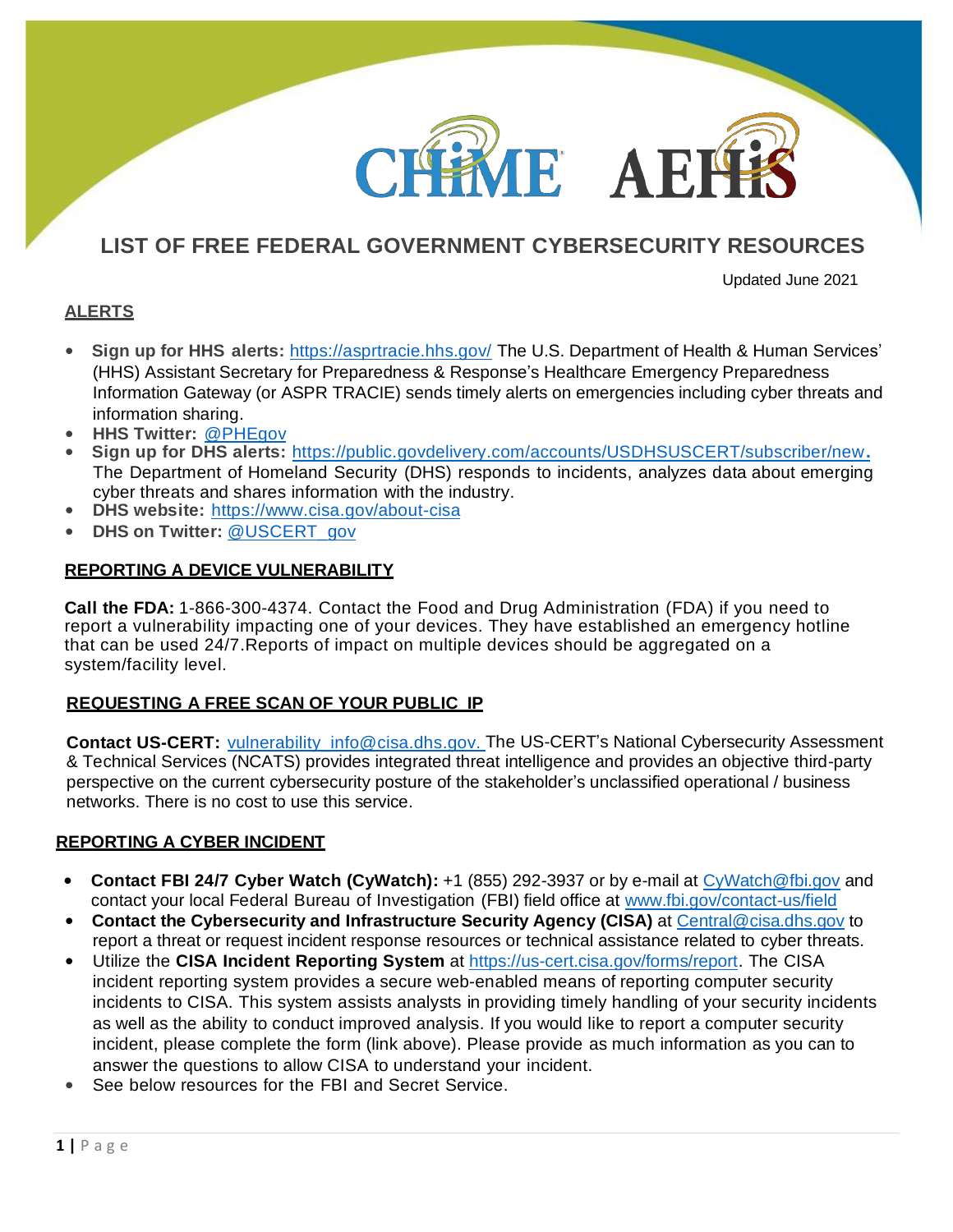CHIME AEHIS

# LIST OF FREE FEDERAL GOVERNMENT CYBERSECURITY RESOURCES

Updated June 2021

## ALERTS

- **Sign up for HHS alerts:** https://asprtracie.hhs.gov/ The U.S. Department of Health & Human Services' (HHS) Assistant Secretary for Preparedness & Response's Healthcare Emergency Preparedness Information Gateway (or ASPR TRACIE) sends timely alerts on emergencies including cyber threats and information sharing.
- **HHS Twitter:** @PHEgov
- **Sign up for DHS alerts:** https://public.govdelivery.com/accounts/USDHSUSCERT/subscriber/new. The Department of Homeland Security (DHS) responds to incidents, analyzes data about emerging cyber threats and shares information with the industry.
- **DHS website:** https://www.cisa.gov/about-cisa
- **DHS on Twitter:** @USCERT_gov

## REPORTING A DEVICE VULNERABILITY

**Call the FDA:** 1-866-300-4374. Contact the Food and Drug Administration (FDA) if you need to report a vulnerability impacting one of your devices. They have established an emergency hotline that can be used 24/7.Reports of impact on multiple devices should be aggregated on a system/facility level.

## REQUESTING A FREE SCAN OF YOUR PUBLIC IP

**Contact US-CERT:** vulnerability_info@cisa.dhs.gov. The US-CERT's National Cybersecurity Assessment & Technical Services (NCATS) provides integrated threat intelligence and provides an objective third-party perspective on the current cybersecurity posture of the stakeholder's unclassified operational / business networks. There is no cost to use this service.

## REPORTING A CYBER INCIDENT

- **Contact FBI 24/7 Cyber Watch (CyWatch):** +1 (855) 292-3937 or by e-mail at CyWatch@fbi.gov and contact your local Federal Bureau of Investigation (FBI) field office at www.fbi.gov/contact-us/field
- **Contact the Cybersecurity and Infrastructure Security Agency (CISA)** at Central@cisa.dhs.gov to report a threat or request incident response resources or technical assistance related to cyber threats.
- Utilize the **CISA Incident Reporting System** at https://us-cert.cisa.gov/forms/report. The CISA incident reporting system provides a secure web-enabled means of reporting computer security incidents to CISA. This system assists analysts in providing timely handling of your security incidents as well as the ability to conduct improved analysis. If you would like to report a computer security incident, please complete the form (link above). Please provide as much information as you can to answer the questions to allow CISA to understand your incident.
- See below resources for the FBI and Secret Service.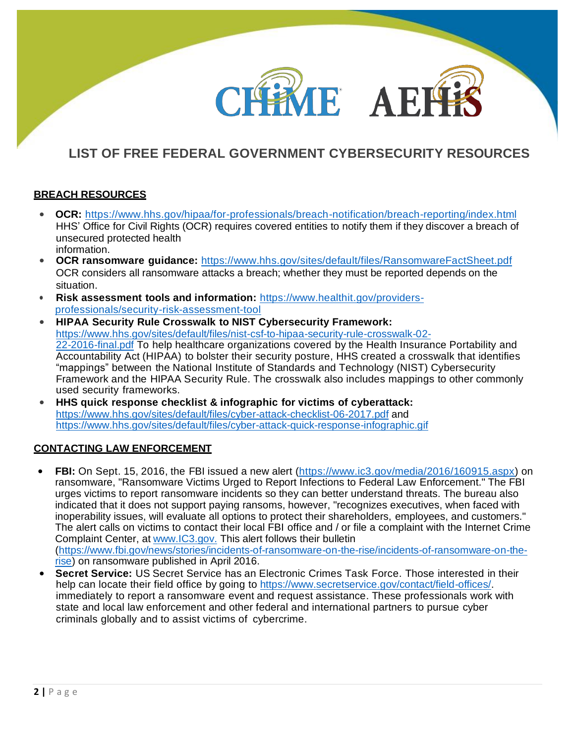# LIST OF FREE FEDERAL GOVERNMENT CYBERSECURITY RESOURCES

## BREACH RESOURCES

- **OCR:** https://www.hhs.gov/hipaa/for-professionals/breach-notification/breach-reporting/index.html HHS' Office for Civil Rights (OCR) requires covered entities to notify them if they discover a breach of unsecured protected health information.
- **OCR ransomware guidance:** https://www.hhs.gov/sites/default/files/RansomwareFactSheet.pdf OCR considers all ransomware attacks a breach; whether they must be reported depends on the situation.
- **Risk assessment tools and information:** https://www.healthit.gov/providers-professionals/security-risk-assessment-tool
- **HIPAA Security Rule Crosswalk to NIST Cybersecurity Framework:** https://www.hhs.gov/sites/default/files/nist-csf-to-hipaa-security-rule-crosswalk-02-22-2016-final.pdf To help healthcare organizations covered by the Health Insurance Portability and Accountability Act (HIPAA) to bolster their security posture, HHS created a crosswalk that identifies "mappings" between the National Institute of Standards and Technology (NIST) Cybersecurity Framework and the HIPAA Security Rule. The crosswalk also includes mappings to other commonly used security frameworks.
- **HHS quick response checklist & infographic for victims of cyberattack:** https://www.hhs.gov/sites/default/files/cyber-attack-checklist-06-2017.pdf and https://www.hhs.gov/sites/default/files/cyber-attack-quick-response-infographic.gif

## CONTACTING LAW ENFORCEMENT

- **FBI:** On Sept. 15, 2016, the FBI issued a new alert (https://www.ic3.gov/media/2016/160915.aspx) on ransomware, "Ransomware Victims Urged to Report Infections to Federal Law Enforcement." The FBI urges victims to report ransomware incidents so they can better understand threats. The bureau also indicated that it does not support paying ransoms, however, "recognizes executives, when faced with inoperability issues, will evaluate all options to protect their shareholders, employees, and customers." The alert calls on victims to contact their local FBI office and / or file a complaint with the Internet Crime Complaint Center, at www.IC3.gov. This alert follows their bulletin (https://www.fbi.gov/news/stories/incidents-of-ransomware-on-the-rise/incidents-of-ransomware-on-the-rise) on ransomware published in April 2016.
- **Secret Service:** US Secret Service has an Electronic Crimes Task Force. Those interested in their help can locate their field office by going to https://www.secretservice.gov/contact/field-offices/. immediately to report a ransomware event and request assistance. These professionals work with state and local law enforcement and other federal and international partners to pursue cyber criminals globally and to assist victims of cybercrime.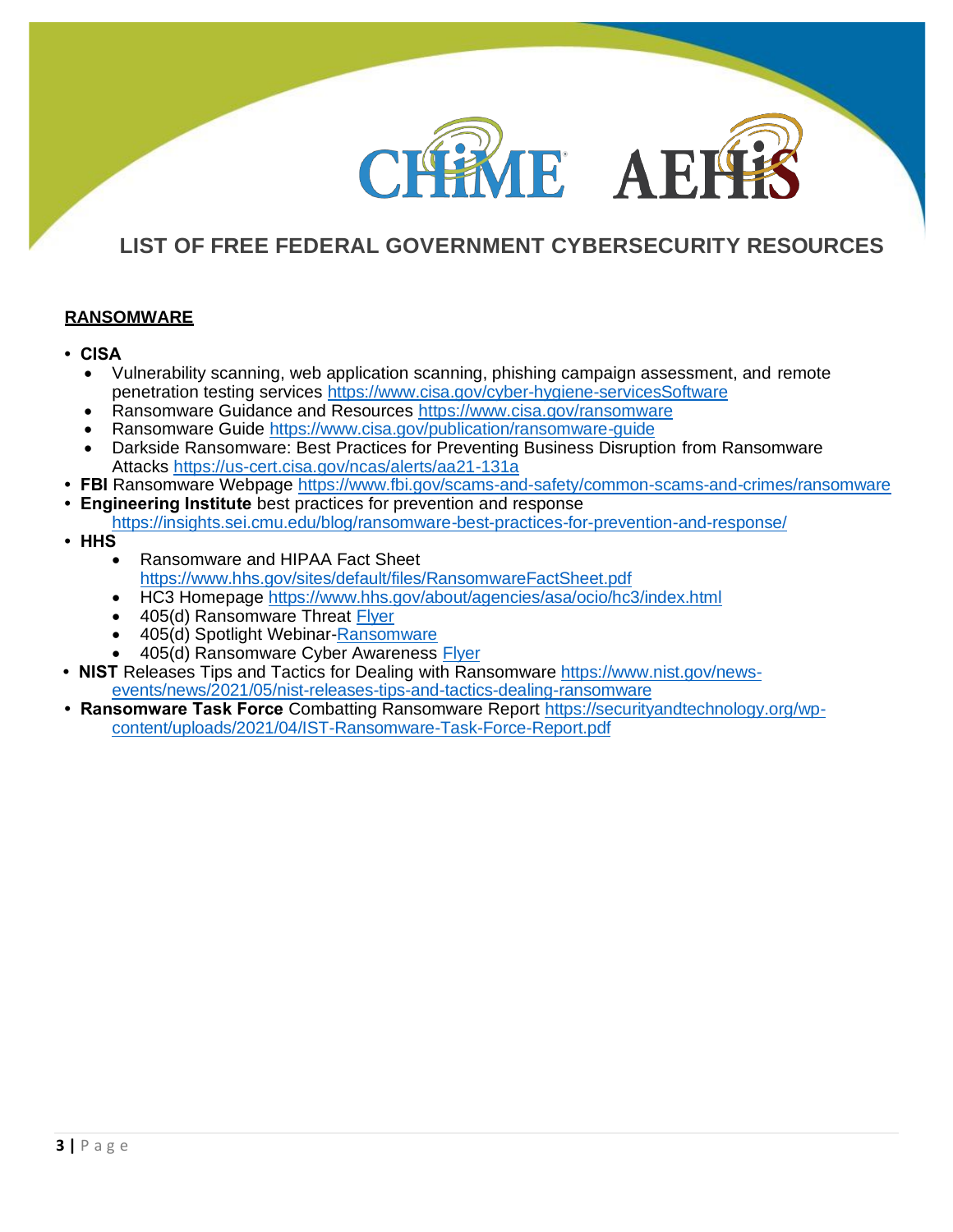# LIST OF FREE FEDERAL GOVERNMENT CYBERSECURITY RESOURCES

## RANSOMWARE

- **CISA**
  - Vulnerability scanning, web application scanning, phishing campaign assessment, and remote penetration testing services https://www.cisa.gov/cyber-hygiene-servicesSoftware
  - Ransomware Guidance and Resources https://www.cisa.gov/ransomware
  - Ransomware Guide https://www.cisa.gov/publication/ransomware-guide
  - Darkside Ransomware: Best Practices for Preventing Business Disruption from Ransomware Attacks https://us-cert.cisa.gov/ncas/alerts/aa21-131a
- **FBI** Ransomware Webpage https://www.fbi.gov/scams-and-safety/common-scams-and-crimes/ransomware
- **Engineering Institute** best practices for prevention and response https://insights.sei.cmu.edu/blog/ransomware-best-practices-for-prevention-and-response/
- **HHS**
  - Ransomware and HIPAA Fact Sheet https://www.hhs.gov/sites/default/files/RansomwareFactSheet.pdf
  - HC3 Homepage https://www.hhs.gov/about/agencies/asa/ocio/hc3/index.html
  - 405(d) Ransomware Threat Flyer
  - 405(d) Spotlight Webinar-Ransomware
  - 405(d) Ransomware Cyber Awareness Flyer
- **NIST** Releases Tips and Tactics for Dealing with Ransomware https://www.nist.gov/news-events/news/2021/05/nist-releases-tips-and-tactics-dealing-ransomware
- **Ransomware Task Force** Combatting Ransomware Report https://securityandtechnology.org/wp-content/uploads/2021/04/IST-Ransomware-Task-Force-Report.pdf